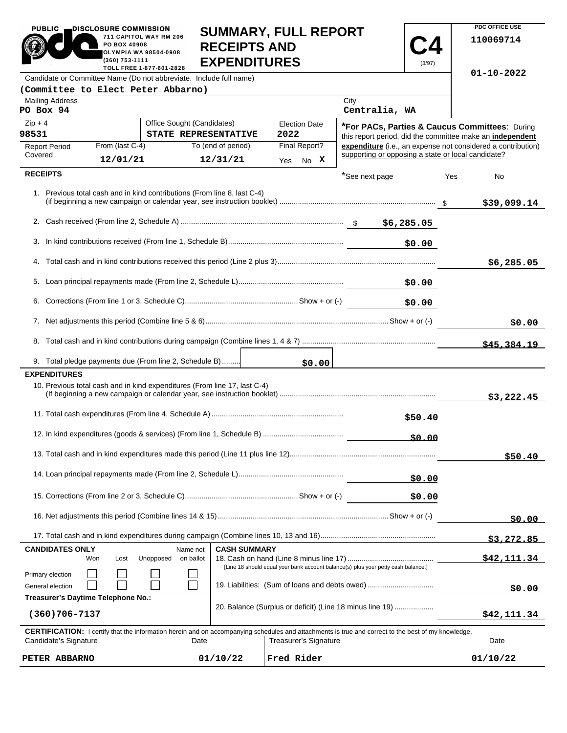PUBLIC DISCLOSURE COMMISSION
711 CAPITOL WAY RM 206
PO BOX 40908
OLYMPIA WA 98504-0908
(360) 753-1111
TOLL FREE 1-877-601-2828

# SUMMARY, FULL REPORT RECEIPTS AND EXPENDITURES

**C4** (3/97)

PDC OFFICE USE
110069714
01-10-2022

Candidate or Committee Name (Do not abbreviate. Include full name)
**(Committee to Elect Peter Abbarno)**

| Mailing Address | City |
|---|---|
| PO Box 94 | Centralia, WA |

| Zip + 4 | Office Sought (Candidates) | Election Date |
|---|---|---|
| 98531 | STATE REPRESENTATIVE | 2022 |

| Report Period Covered | From (last C-4) | To (end of period) | Final Report? |
|---|---|---|---|
| | 12/01/21 | 12/31/21 | Yes No X |

***For PACs, Parties & Caucus Committees**: During this report period, did the committee make an **independent expenditure** (i.e., an expense not considered a contribution) supporting or opposing a state or local candidate? *See next page Yes No

## RECEIPTS

| Line | Description | Amount | Total |
|---|---|---|---|
| 1. | Previous total cash and in kind contributions (From line 8, last C-4) (if beginning a new campaign or calendar year, see instruction booklet) | | $39,099.14 |
| 2. | Cash received (From line 2, Schedule A) | $6,285.05 | |
| 3. | In kind contributions received (From line 1, Schedule B) | $0.00 | |
| 4. | Total cash and in kind contributions received this period (Line 2 plus 3) | | $6,285.05 |
| 5. | Loan principal repayments made (From line 2, Schedule L) | $0.00 | |
| 6. | Corrections (From line 1 or 3, Schedule C) Show + or (-) | $0.00 | |
| 7. | Net adjustments this period (Combine line 5 & 6) Show + or (-) | | $0.00 |
| 8. | Total cash and in kind contributions during campaign (Combine lines 1, 4 & 7) | | $45,384.19 |
| 9. | Total pledge payments due (From line 2, Schedule B) | $0.00 | |

## EXPENDITURES

| Line | Description | Amount | Total |
|---|---|---|---|
| 10. | Previous total cash and in kind expenditures (From line 17, last C-4) (If beginning a new campaign or calendar year, see instruction booklet) | | $3,222.45 |
| 11. | Total cash expenditures (From line 4, Schedule A) | $50.40 | |
| 12. | In kind expenditures (goods & services) (From line 1, Schedule B) | $0.00 | |
| 13. | Total cash and in kind expenditures made this period (Line 11 plus line 12) | | $50.40 |
| 14. | Loan principal repayments made (From line 2, Schedule L) | $0.00 | |
| 15. | Corrections (From line 2 or 3, Schedule C) Show + or (-) | $0.00 | |
| 16. | Net adjustments this period (Combine lines 14 & 15) Show + or (-) | | $0.00 |
| 17. | Total cash and in kind expenditures during campaign (Combine lines 10, 13 and 16) | | $3,272.85 |

**CANDIDATES ONLY**

| | Won | Lost | Unopposed | Name not on ballot |
|---|---|---|---|---|
| Primary election | ☐ | ☐ | ☐ | ☐ |
| General election | ☐ | ☐ | ☐ | ☐ |

**Treasurer's Daytime Telephone No.:** (360)706-7137

**CASH SUMMARY**

| Line | Description | Amount |
|---|---|---|
| 18. | Cash on hand (Line 8 minus line 17) [Line 18 should equal your bank account balance(s) plus your petty cash balance.] | $42,111.34 |
| 19. | Liabilities: (Sum of loans and debts owed) | $0.00 |
| 20. | Balance (Surplus or deficit) (Line 18 minus line 19) | $42,111.34 |

**CERTIFICATION:** I certify that the information herein and on accompanying schedules and attachments is true and correct to the best of my knowledge.

| Candidate's Signature | Date | Treasurer's Signature | Date |
|---|---|---|---|
| PETER ABBARNO | 01/10/22 | Fred Rider | 01/10/22 |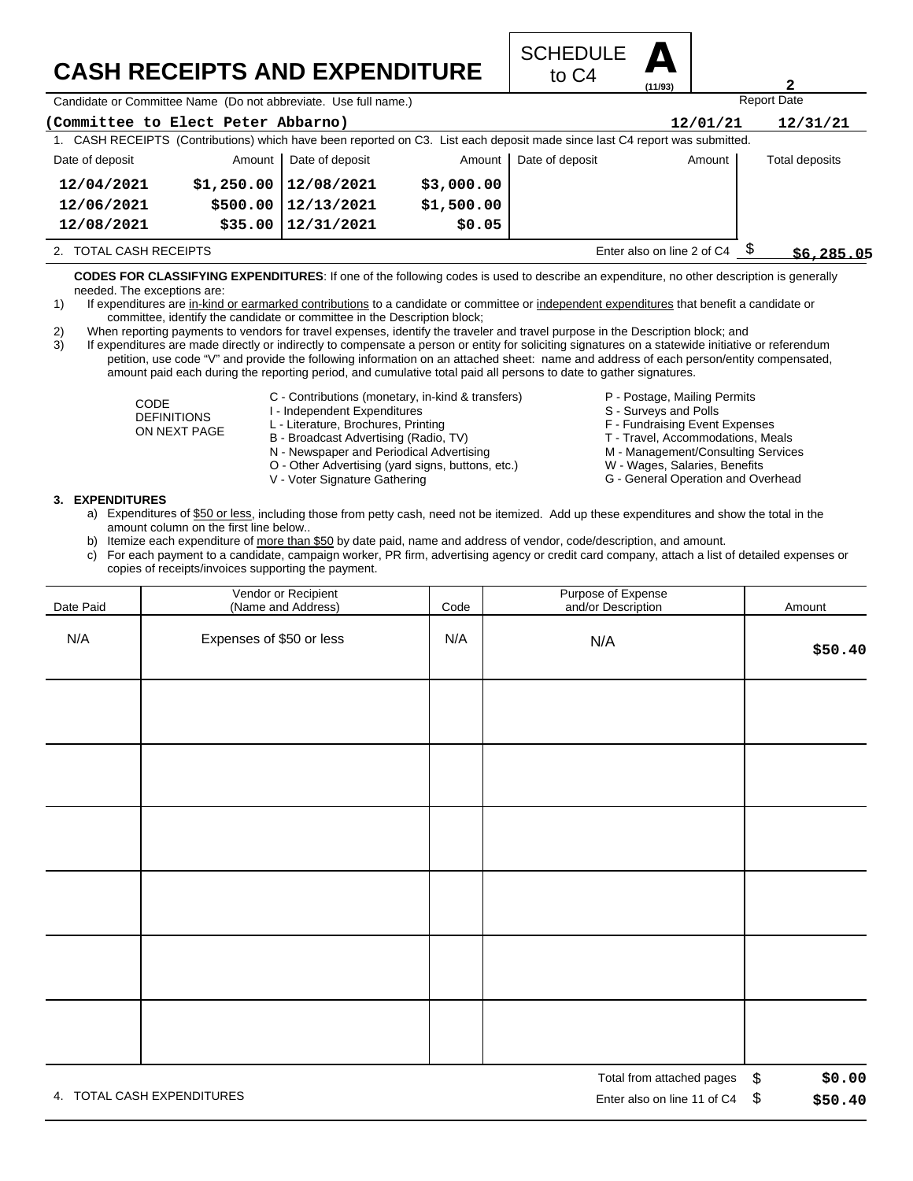# CASH RECEIPTS AND EXPENDITURE

SCHEDULE **A** to C4 (11/93)

Candidate or Committee Name (Do not abbreviate. Use full name.)

**(Committee to Elect Peter Abbarno)**

Report Date: **12/01/21** **12/31/21**

1. CASH RECEIPTS (Contributions) which have been reported on C3. List each deposit made since last C4 report was submitted.

| Date of deposit | Amount | Date of deposit | Amount | Date of deposit | Amount | Total deposits |
|---|---|---|---|---|---|---|
| 12/04/2021 | $1,250.00 | 12/08/2021 | $3,000.00 | | | |
| 12/06/2021 | $500.00 | 12/13/2021 | $1,500.00 | | | |
| 12/08/2021 | $35.00 | 12/31/2021 | $0.05 | | | |

2. TOTAL CASH RECEIPTS — Enter also on line 2 of C4 $ **$6,285.05**

**CODES FOR CLASSIFYING EXPENDITURES**: If one of the following codes is used to describe an expenditure, no other description is generally needed. The exceptions are:

1) If expenditures are in-kind or earmarked contributions to a candidate or committee or independent expenditures that benefit a candidate or committee, identify the candidate or committee in the Description block;
2) When reporting payments to vendors for travel expenses, identify the traveler and travel purpose in the Description block; and
3) If expenditures are made directly or indirectly to compensate a person or entity for soliciting signatures on a statewide initiative or referendum petition, use code "V" and provide the following information on an attached sheet: name and address of each person/entity compensated, amount paid each during the reporting period, and cumulative total paid all persons to date to gather signatures.

CODE DEFINITIONS ON NEXT PAGE

- C - Contributions (monetary, in-kind & transfers)
- I - Independent Expenditures
- L - Literature, Brochures, Printing
- B - Broadcast Advertising (Radio, TV)
- N - Newspaper and Periodical Advertising
- O - Other Advertising (yard signs, buttons, etc.)
- V - Voter Signature Gathering
- P - Postage, Mailing Permits
- S - Surveys and Polls
- F - Fundraising Event Expenses
- T - Travel, Accommodations, Meals
- M - Management/Consulting Services
- W - Wages, Salaries, Benefits
- G - General Operation and Overhead

**3. EXPENDITURES**

a) Expenditures of $50 or less, including those from petty cash, need not be itemized. Add up these expenditures and show the total in the amount column on the first line below..

b) Itemize each expenditure of more than $50 by date paid, name and address of vendor, code/description, and amount.

c) For each payment to a candidate, campaign worker, PR firm, advertising agency or credit card company, attach a list of detailed expenses or copies of receipts/invoices supporting the payment.

| Date Paid | Vendor or Recipient (Name and Address) | Code | Purpose of Expense and/or Description | Amount |
|---|---|---|---|---|
| N/A | Expenses of $50 or less | N/A | N/A | $50.40 |
| | | | | |
| | | | | |
| | | | | |
| | | | | |
| | | | | |
| | | | | |

Total from attached pages $ **$0.00**

4. TOTAL CASH EXPENDITURES — Enter also on line 11 of C4 $ **$50.40**